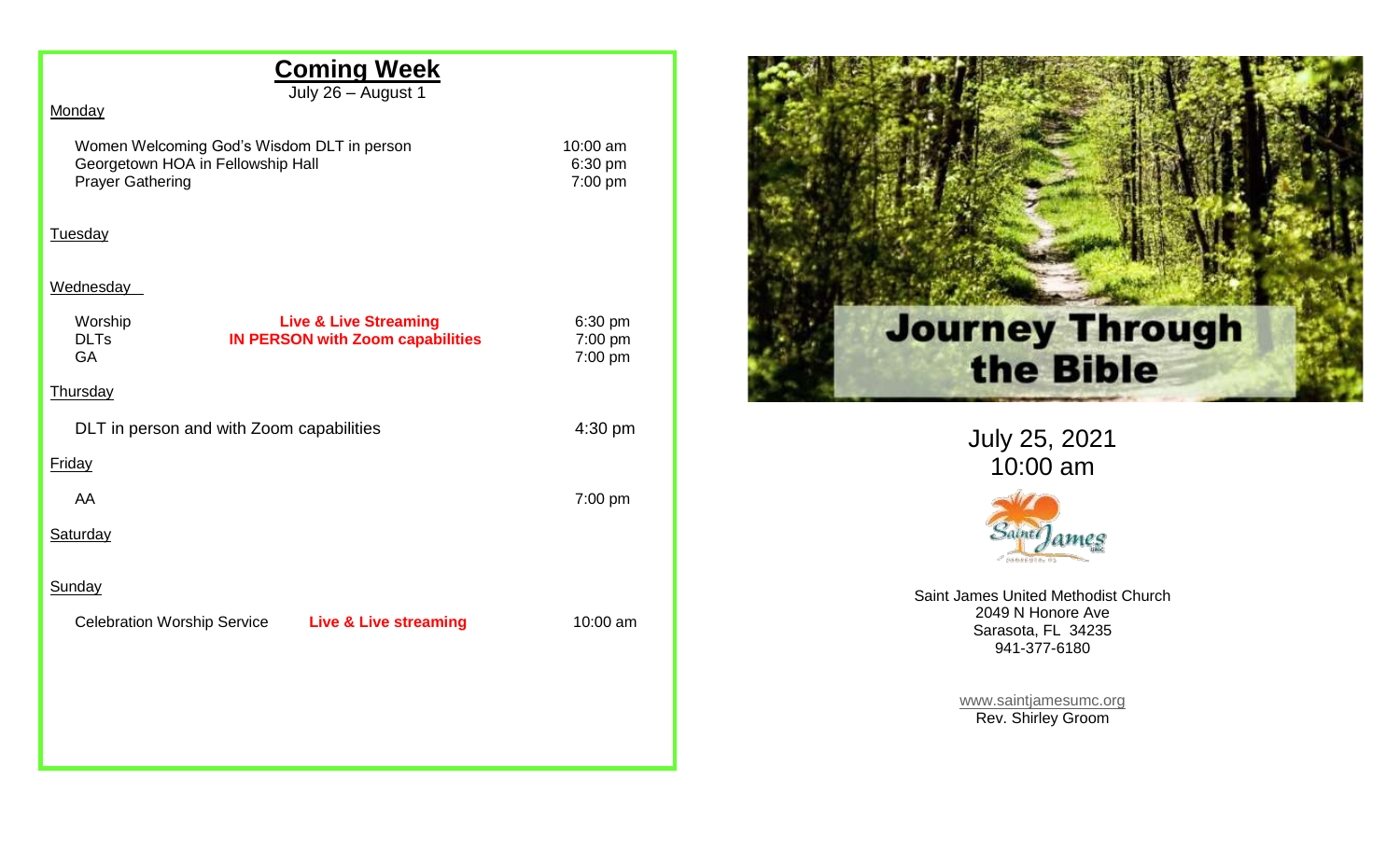## Coming Week

July 26 – August 1

**Monday**

| | | |
|---|---|---|
| Women Welcoming God's Wisdom DLT in person | | 10:00 am |
| Georgetown HOA in Fellowship Hall | | 6:30 pm |
| Prayer Gathering | | 7:00 pm |

**Tuesday**

**Wednesday**

| | | |
|---|---|---|
| Worship | **Live & Live Streaming** | 6:30 pm |
| DLTs | **IN PERSON with Zoom capabilities** | 7:00 pm |
| GA | | 7:00 pm |

**Thursday**

| | | |
|---|---|---|
| DLT in person and with Zoom capabilities | | 4:30 pm |

**Friday**

| | | |
|---|---|---|
| AA | | 7:00 pm |

**Saturday**

**Sunday**

| | | |
|---|---|---|
| Celebration Worship Service | **Live & Live streaming** | 10:00 am |

# Journey Through the Bible

July 25, 2021
10:00 am

Saint James United Methodist Church
2049 N Honore Ave
Sarasota, FL 34235
941-377-6180

www.saintjamesumc.org
Rev. Shirley Groom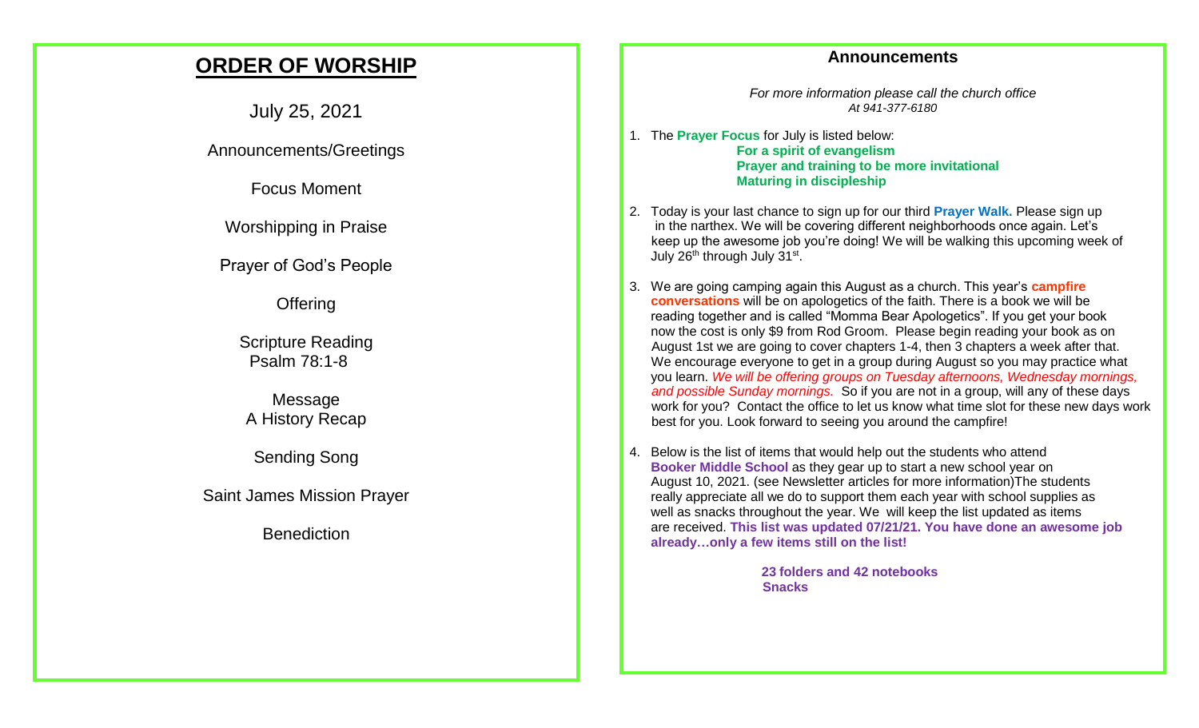# ORDER OF WORSHIP

July 25, 2021

Announcements/Greetings

Focus Moment

Worshipping in Praise

Prayer of God's People

Offering

Scripture Reading
Psalm 78:1-8

Message
A History Recap

Sending Song

Saint James Mission Prayer

Benediction

## Announcements

*For more information please call the church office*
*At 941-377-6180*

1. The **Prayer Focus** for July is listed below:
   **For a spirit of evangelism**
   **Prayer and training to be more invitational**
   **Maturing in discipleship**

2. Today is your last chance to sign up for our third **Prayer Walk.** Please sign up in the narthex. We will be covering different neighborhoods once again. Let's keep up the awesome job you're doing! We will be walking this upcoming week of July 26th through July 31st.

3. We are going camping again this August as a church. This year's **campfire conversations** will be on apologetics of the faith. There is a book we will be reading together and is called "Momma Bear Apologetics". If you get your book now the cost is only $9 from Rod Groom. Please begin reading your book as on August 1st we are going to cover chapters 1-4, then 3 chapters a week after that. We encourage everyone to get in a group during August so you may practice what you learn. *We will be offering groups on Tuesday afternoons, Wednesday mornings, and possible Sunday mornings.* So if you are not in a group, will any of these days work for you? Contact the office to let us know what time slot for these new days work best for you. Look forward to seeing you around the campfire!

4. Below is the list of items that would help out the students who attend **Booker Middle School** as they gear up to start a new school year on August 10, 2021. (see Newsletter articles for more information)The students really appreciate all we do to support them each year with school supplies as well as snacks throughout the year. We will keep the list updated as items are received. **This list was updated 07/21/21. You have done an awesome job already…only a few items still on the list!**

   **23 folders and 42 notebooks**
   **Snacks**